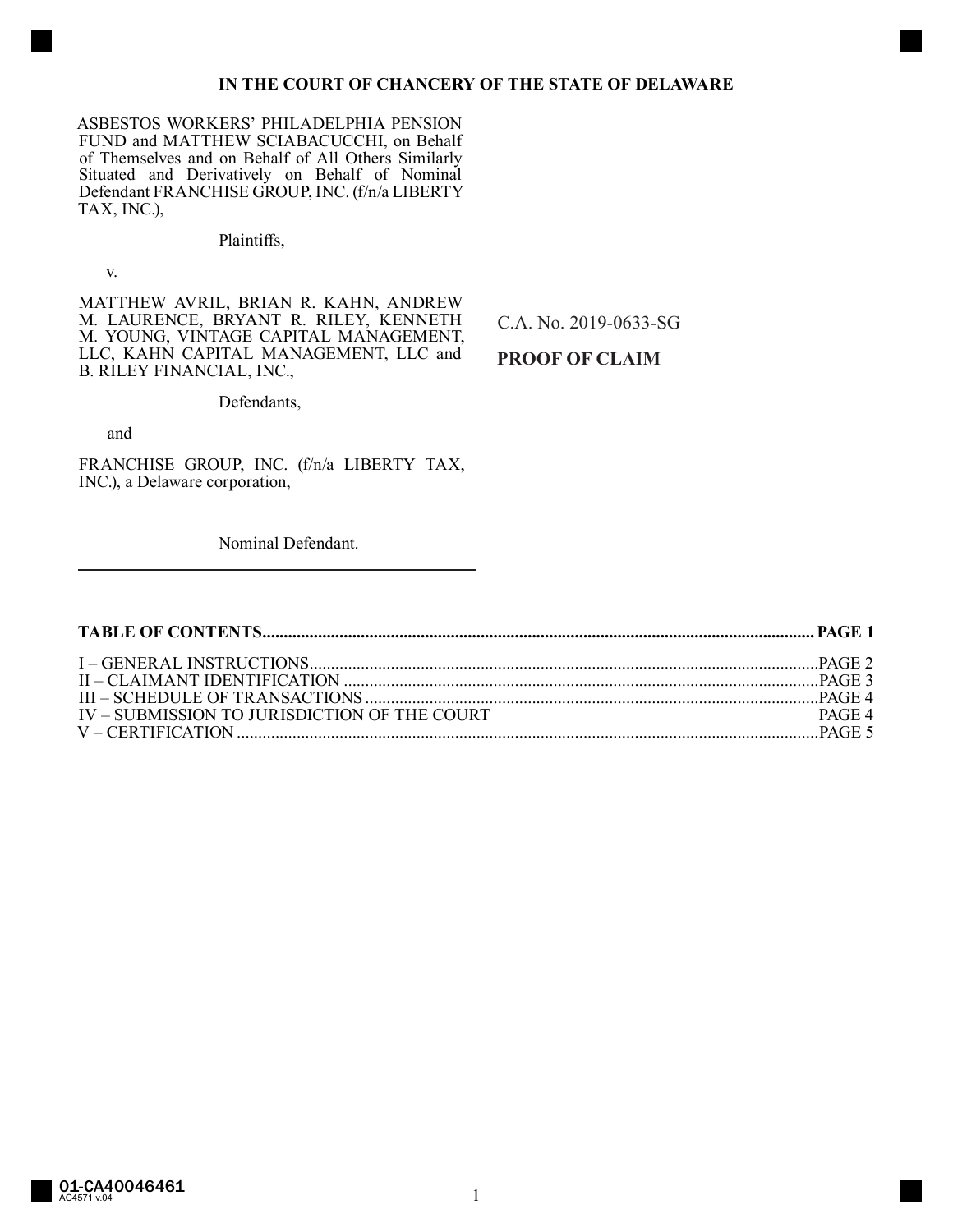# IN THE COURT OF CHANCERY OF THE STATE OF DELAWARE

ASBESTOS WORKERS' PHILADELPHIA PENSION FUND and MATTHEW SCIABACUCCHI, on Behalf of Themselves and on Behalf of All Others Similarly Situated and Derivatively on Behalf of Nominal Defendant FRANCHISE GROUP, INC. (f/n/a LIBERTY TAX, INC.),

Plaintiffs,

v.

MATTHEW AVRIL, BRIAN R. KAHN, ANDREW M. LAURENCE, BRYANT R. RILEY, KENNETH M. YOUNG, VINTAGE CAPITAL MANAGEMENT, LLC, KAHN CAPITAL MANAGEMENT, LLC and B. RILEY FINANCIAL, INC.,

Defendants,

and

FRANCHISE GROUP, INC. (f/n/a LIBERTY TAX, INC.), a Delaware corporation,

Nominal Defendant.

C.A. No. 2019-0633-SG

**PROOF OF CLAIM**

**TABLE OF CONTENTS................................................................................................PAGE 1**

I – GENERAL INSTRUCTIONS........................................................................................PAGE 2
II – CLAIMANT IDENTIFICATION ..................................................................................PAGE 3
III – SCHEDULE OF TRANSACTIONS ...........................................................................PAGE 4
IV – SUBMISSION TO JURISDICTION OF THE COURT PAGE 4
V – CERTIFICATION .........................................................................................................PAGE 5

01-CA40046461
AC4571 v.04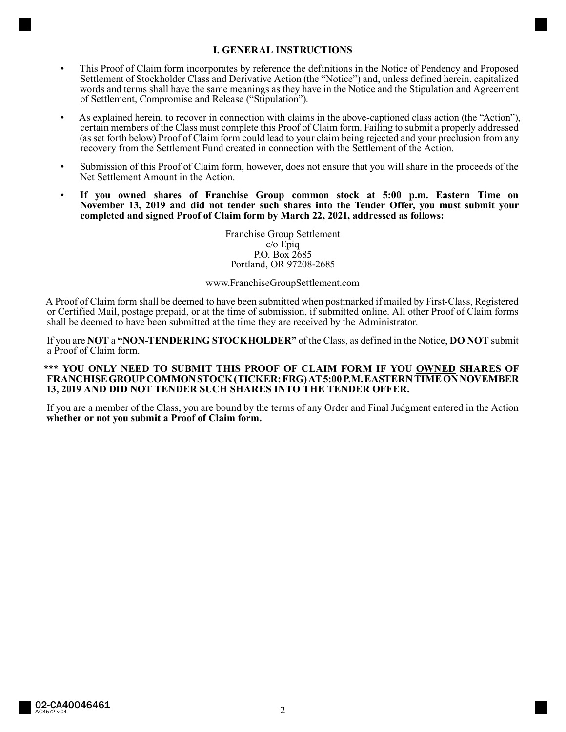## I. GENERAL INSTRUCTIONS

- This Proof of Claim form incorporates by reference the definitions in the Notice of Pendency and Proposed Settlement of Stockholder Class and Derivative Action (the "Notice") and, unless defined herein, capitalized words and terms shall have the same meanings as they have in the Notice and the Stipulation and Agreement of Settlement, Compromise and Release ("Stipulation").
- As explained herein, to recover in connection with claims in the above-captioned class action (the "Action"), certain members of the Class must complete this Proof of Claim form. Failing to submit a properly addressed (as set forth below) Proof of Claim form could lead to your claim being rejected and your preclusion from any recovery from the Settlement Fund created in connection with the Settlement of the Action.
- Submission of this Proof of Claim form, however, does not ensure that you will share in the proceeds of the Net Settlement Amount in the Action.
- **If you owned shares of Franchise Group common stock at 5:00 p.m. Eastern Time on November 13, 2019 and did not tender such shares into the Tender Offer, you must submit your completed and signed Proof of Claim form by March 22, 2021, addressed as follows:**

Franchise Group Settlement
c/o Epiq
P.O. Box 2685
Portland, OR 97208-2685

www.FranchiseGroupSettlement.com

A Proof of Claim form shall be deemed to have been submitted when postmarked if mailed by First-Class, Registered or Certified Mail, postage prepaid, or at the time of submission, if submitted online. All other Proof of Claim forms shall be deemed to have been submitted at the time they are received by the Administrator.

If you are **NOT** a **"NON-TENDERING STOCKHOLDER"** of the Class, as defined in the Notice, **DO NOT** submit a Proof of Claim form.

**\*\*\* YOU ONLY NEED TO SUBMIT THIS PROOF OF CLAIM FORM IF YOU <u>OWNED</u> SHARES OF FRANCHISE GROUP COMMON STOCK (TICKER: FRG) AT 5:00 P.M. EASTERN TIME ON NOVEMBER 13, 2019 AND DID NOT TENDER SUCH SHARES INTO THE TENDER OFFER.**

If you are a member of the Class, you are bound by the terms of any Order and Final Judgment entered in the Action **whether or not you submit a Proof of Claim form.**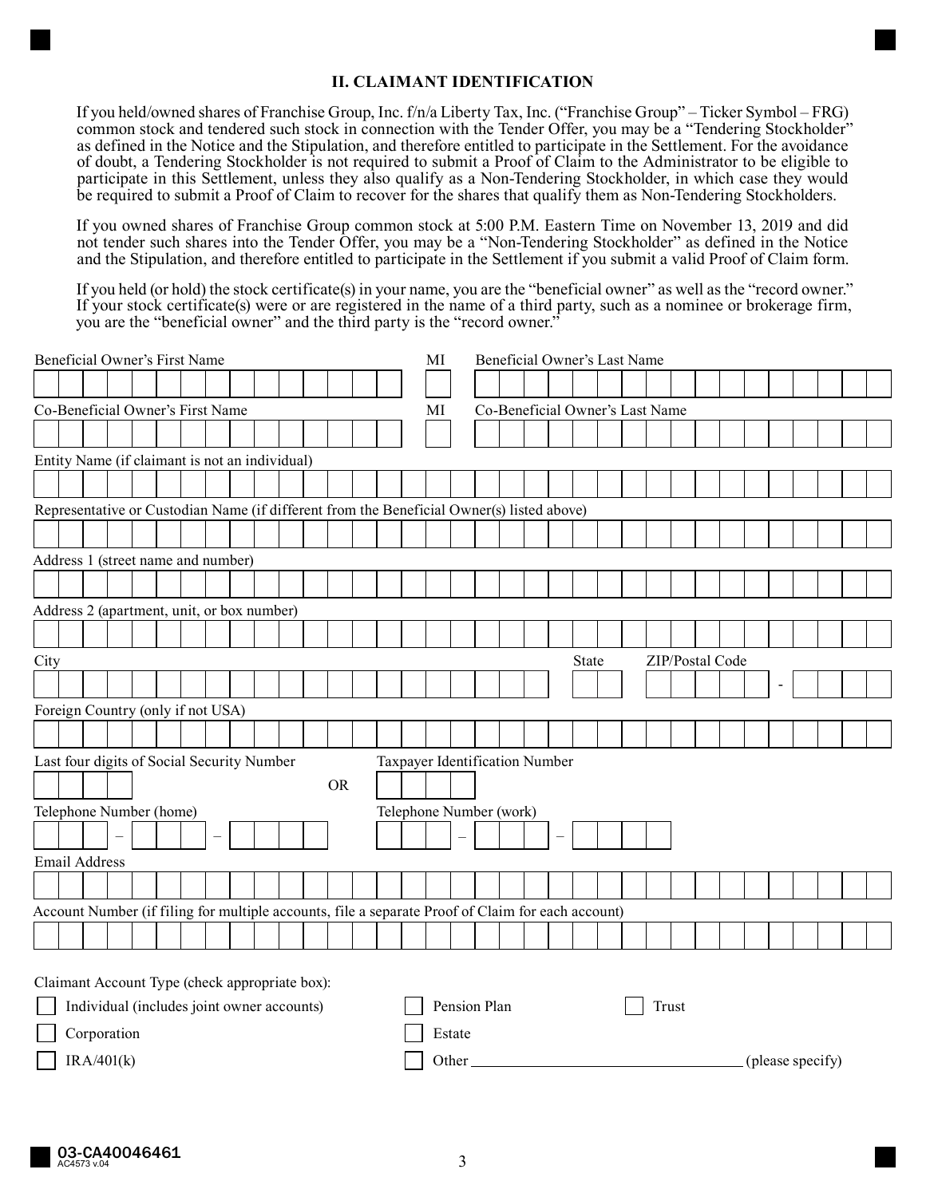## II. CLAIMANT IDENTIFICATION

If you held/owned shares of Franchise Group, Inc. f/n/a Liberty Tax, Inc. ("Franchise Group" – Ticker Symbol – FRG) common stock and tendered such stock in connection with the Tender Offer, you may be a "Tendering Stockholder" as defined in the Notice and the Stipulation, and therefore entitled to participate in the Settlement. For the avoidance of doubt, a Tendering Stockholder is not required to submit a Proof of Claim to the Administrator to be eligible to participate in this Settlement, unless they also qualify as a Non-Tendering Stockholder, in which case they would be required to submit a Proof of Claim to recover for the shares that qualify them as Non-Tendering Stockholders.

If you owned shares of Franchise Group common stock at 5:00 P.M. Eastern Time on November 13, 2019 and did not tender such shares into the Tender Offer, you may be a "Non-Tendering Stockholder" as defined in the Notice and the Stipulation, and therefore entitled to participate in the Settlement if you submit a valid Proof of Claim form.

If you held (or hold) the stock certificate(s) in your name, you are the "beneficial owner" as well as the "record owner." If your stock certificate(s) were or are registered in the name of a third party, such as a nominee or brokerage firm, you are the "beneficial owner" and the third party is the "record owner."

Beneficial Owner's First Name ____________ MI ___ Beneficial Owner's Last Name ____________

Co-Beneficial Owner's First Name ____________ MI ___ Co-Beneficial Owner's Last Name ____________

Entity Name (if claimant is not an individual) ____________

Representative or Custodian Name (if different from the Beneficial Owner(s) listed above) ____________

Address 1 (street name and number) ____________

Address 2 (apartment, unit, or box number) ____________

City ____________ State ___ ZIP/Postal Code _____ - ____

Foreign Country (only if not USA) ____________

Last four digits of Social Security Number ____ OR Taxpayer Identification Number ____

Telephone Number (home) ___ – ___ – ____ Telephone Number (work) ___ – ___ – ____

Email Address ____________

Account Number (if filing for multiple accounts, file a separate Proof of Claim for each account) ____________

Claimant Account Type (check appropriate box):

- ☐ Individual (includes joint owner accounts)
- ☐ Pension Plan
- ☐ Trust
- ☐ Corporation
- ☐ Estate
- ☐ IRA/401(k)
- ☐ Other ____________ (please specify)

03-CA40046461
AC4573 v.04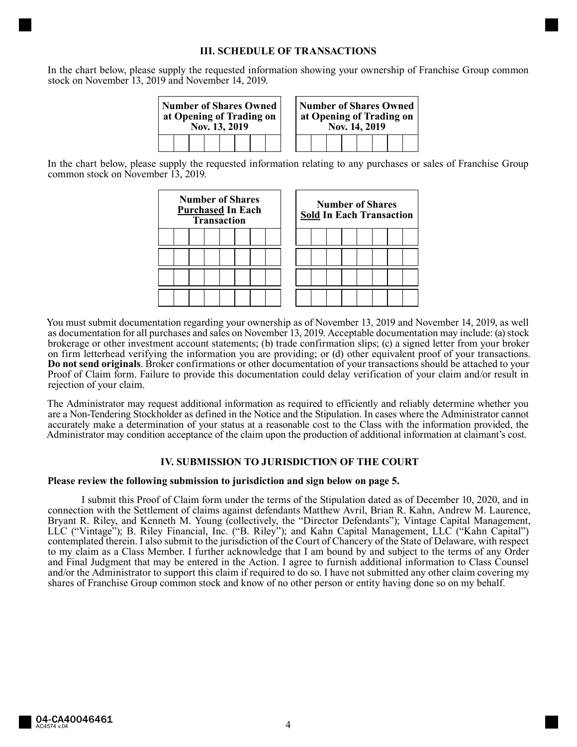### III. SCHEDULE OF TRANSACTIONS

In the chart below, please supply the requested information showing your ownership of Franchise Group common stock on November 13, 2019 and November 14, 2019.

| Number of Shares Owned at Opening of Trading on Nov. 13, 2019 | Number of Shares Owned at Opening of Trading on Nov. 14, 2019 |
|---|---|
| | |

In the chart below, please supply the requested information relating to any purchases or sales of Franchise Group common stock on November 13, 2019.

| Number of Shares <u>Purchased</u> In Each Transaction | Number of Shares <u>Sold</u> In Each Transaction |
|---|---|
| | |
| | |
| | |
| | |

You must submit documentation regarding your ownership as of November 13, 2019 and November 14, 2019, as well as documentation for all purchases and sales on November 13, 2019. Acceptable documentation may include: (a) stock brokerage or other investment account statements; (b) trade confirmation slips; (c) a signed letter from your broker on firm letterhead verifying the information you are providing; or (d) other equivalent proof of your transactions. **Do not send originals**. Broker confirmations or other documentation of your transactions should be attached to your Proof of Claim form. Failure to provide this documentation could delay verification of your claim and/or result in rejection of your claim.

The Administrator may request additional information as required to efficiently and reliably determine whether you are a Non-Tendering Stockholder as defined in the Notice and the Stipulation. In cases where the Administrator cannot accurately make a determination of your status at a reasonable cost to the Class with the information provided, the Administrator may condition acceptance of the claim upon the production of additional information at claimant's cost.

### IV. SUBMISSION TO JURISDICTION OF THE COURT

**Please review the following submission to jurisdiction and sign below on page 5.**

I submit this Proof of Claim form under the terms of the Stipulation dated as of December 10, 2020, and in connection with the Settlement of claims against defendants Matthew Avril, Brian R. Kahn, Andrew M. Laurence, Bryant R. Riley, and Kenneth M. Young (collectively, the "Director Defendants"); Vintage Capital Management, LLC ("Vintage"); B. Riley Financial, Inc. ("B. Riley"); and Kahn Capital Management, LLC ("Kahn Capital") contemplated therein. I also submit to the jurisdiction of the Court of Chancery of the State of Delaware, with respect to my claim as a Class Member. I further acknowledge that I am bound by and subject to the terms of any Order and Final Judgment that may be entered in the Action. I agree to furnish additional information to Class Counsel and/or the Administrator to support this claim if required to do so. I have not submitted any other claim covering my shares of Franchise Group common stock and know of no other person or entity having done so on my behalf.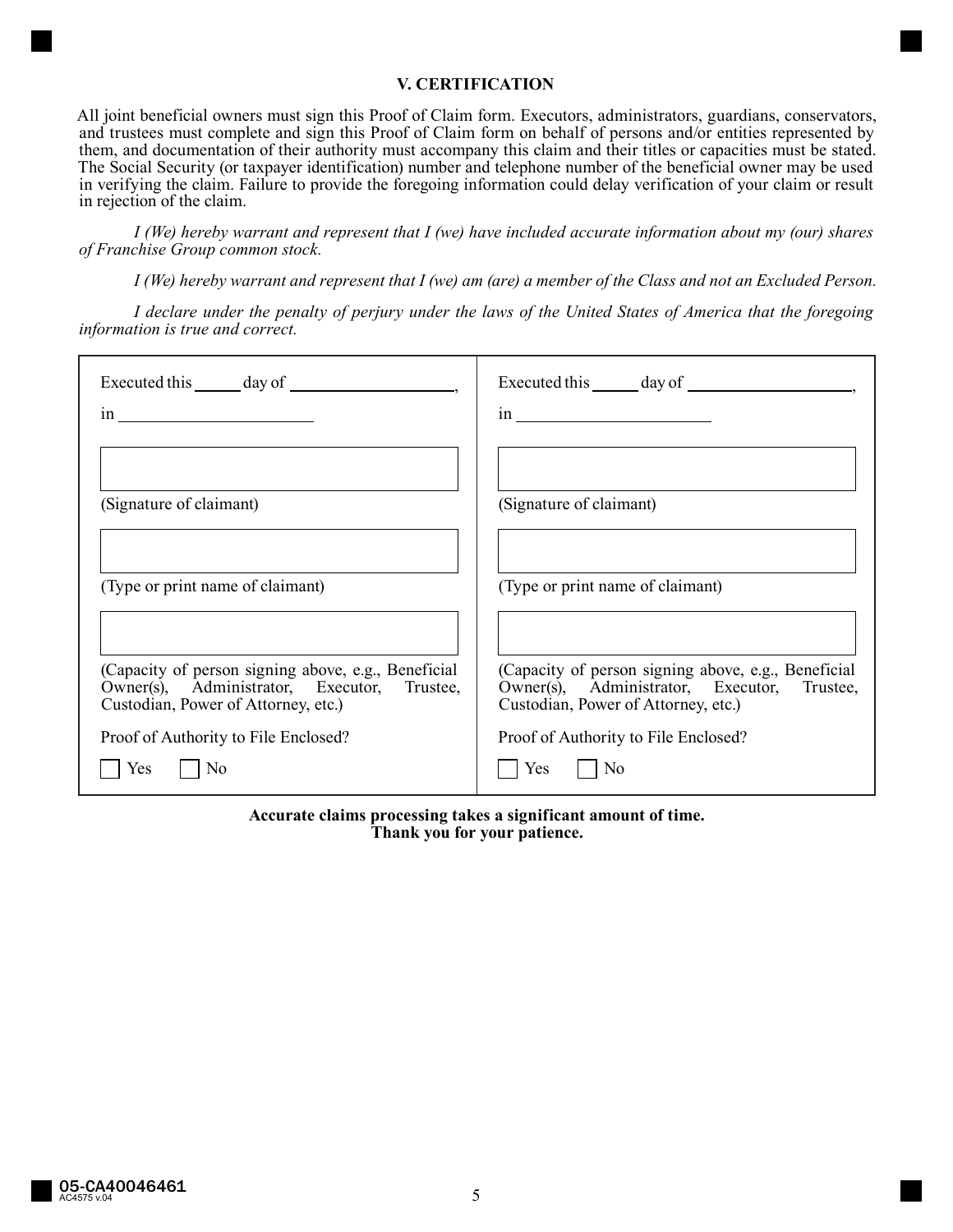## V. CERTIFICATION

All joint beneficial owners must sign this Proof of Claim form. Executors, administrators, guardians, conservators, and trustees must complete and sign this Proof of Claim form on behalf of persons and/or entities represented by them, and documentation of their authority must accompany this claim and their titles or capacities must be stated. The Social Security (or taxpayer identification) number and telephone number of the beneficial owner may be used in verifying the claim. Failure to provide the foregoing information could delay verification of your claim or result in rejection of the claim.

*I (We) hereby warrant and represent that I (we) have included accurate information about my (our) shares of Franchise Group common stock.*

*I (We) hereby warrant and represent that I (we) am (are) a member of the Class and not an Excluded Person.*

*I declare under the penalty of perjury under the laws of the United States of America that the foregoing information is true and correct.*

| | |
|---|---|
| Executed this ______ day of ____________________, | Executed this ______ day of ____________________, |
| in ______________________ | in ______________________ |
| (Signature of claimant) | (Signature of claimant) |
| (Type or print name of claimant) | (Type or print name of claimant) |
| (Capacity of person signing above, e.g., Beneficial Owner(s), Administrator, Executor, Trustee, Custodian, Power of Attorney, etc.) | (Capacity of person signing above, e.g., Beneficial Owner(s), Administrator, Executor, Trustee, Custodian, Power of Attorney, etc.) |
| Proof of Authority to File Enclosed? | Proof of Authority to File Enclosed? |
| ☐ Yes ☐ No | ☐ Yes ☐ No |

**Accurate claims processing takes a significant amount of time.**
**Thank you for your patience.**

05-CA40046461
AC4575 v.04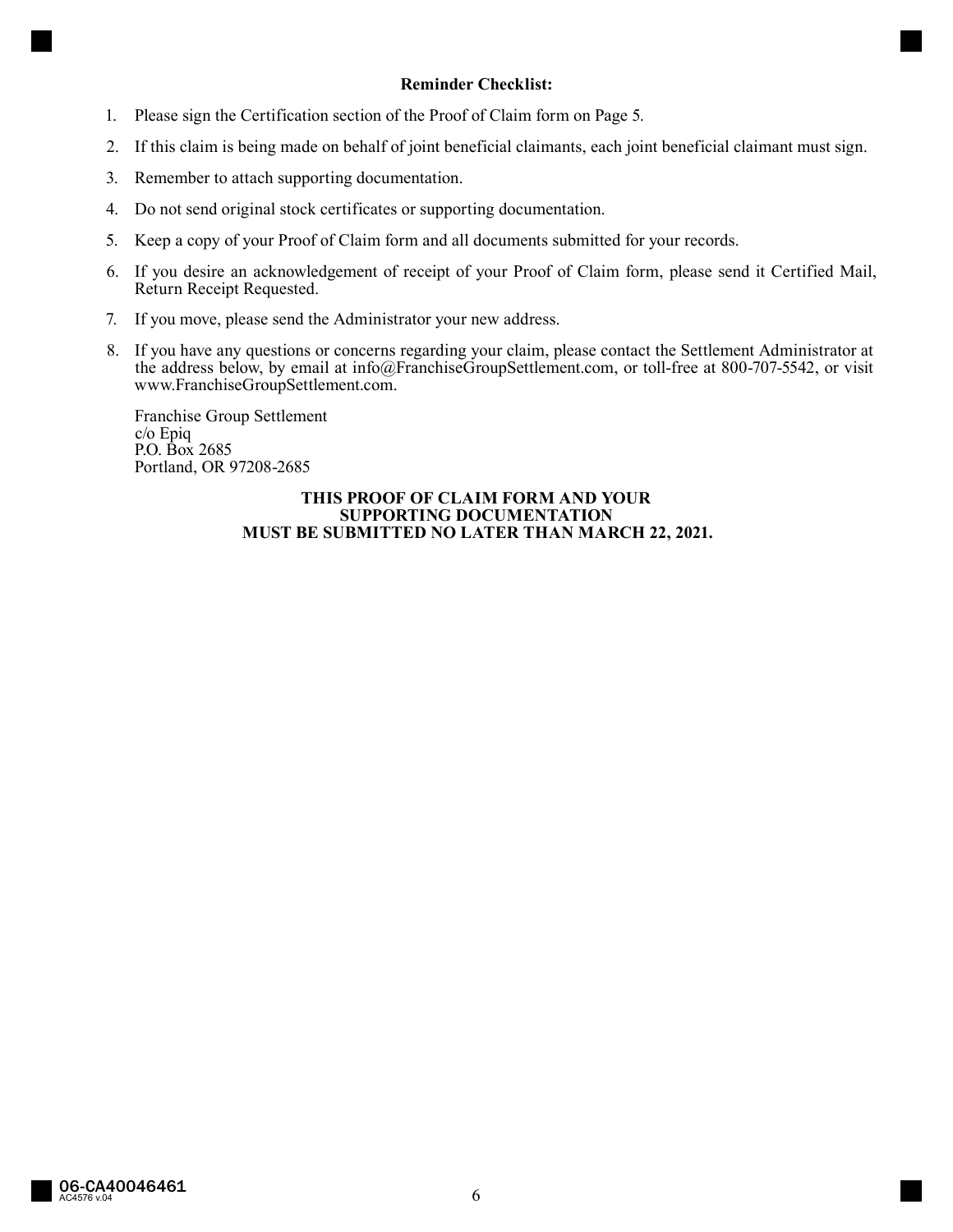**Reminder Checklist:**

1. Please sign the Certification section of the Proof of Claim form on Page 5.
2. If this claim is being made on behalf of joint beneficial claimants, each joint beneficial claimant must sign.
3. Remember to attach supporting documentation.
4. Do not send original stock certificates or supporting documentation.
5. Keep a copy of your Proof of Claim form and all documents submitted for your records.
6. If you desire an acknowledgement of receipt of your Proof of Claim form, please send it Certified Mail, Return Receipt Requested.
7. If you move, please send the Administrator your new address.
8. If you have any questions or concerns regarding your claim, please contact the Settlement Administrator at the address below, by email at info@FranchiseGroupSettlement.com, or toll-free at 800-707-5542, or visit www.FranchiseGroupSettlement.com.

Franchise Group Settlement
c/o Epiq
P.O. Box 2685
Portland, OR 97208-2685

**THIS PROOF OF CLAIM FORM AND YOUR SUPPORTING DOCUMENTATION MUST BE SUBMITTED NO LATER THAN MARCH 22, 2021.**

06-CA40046461
AC4576 v.04